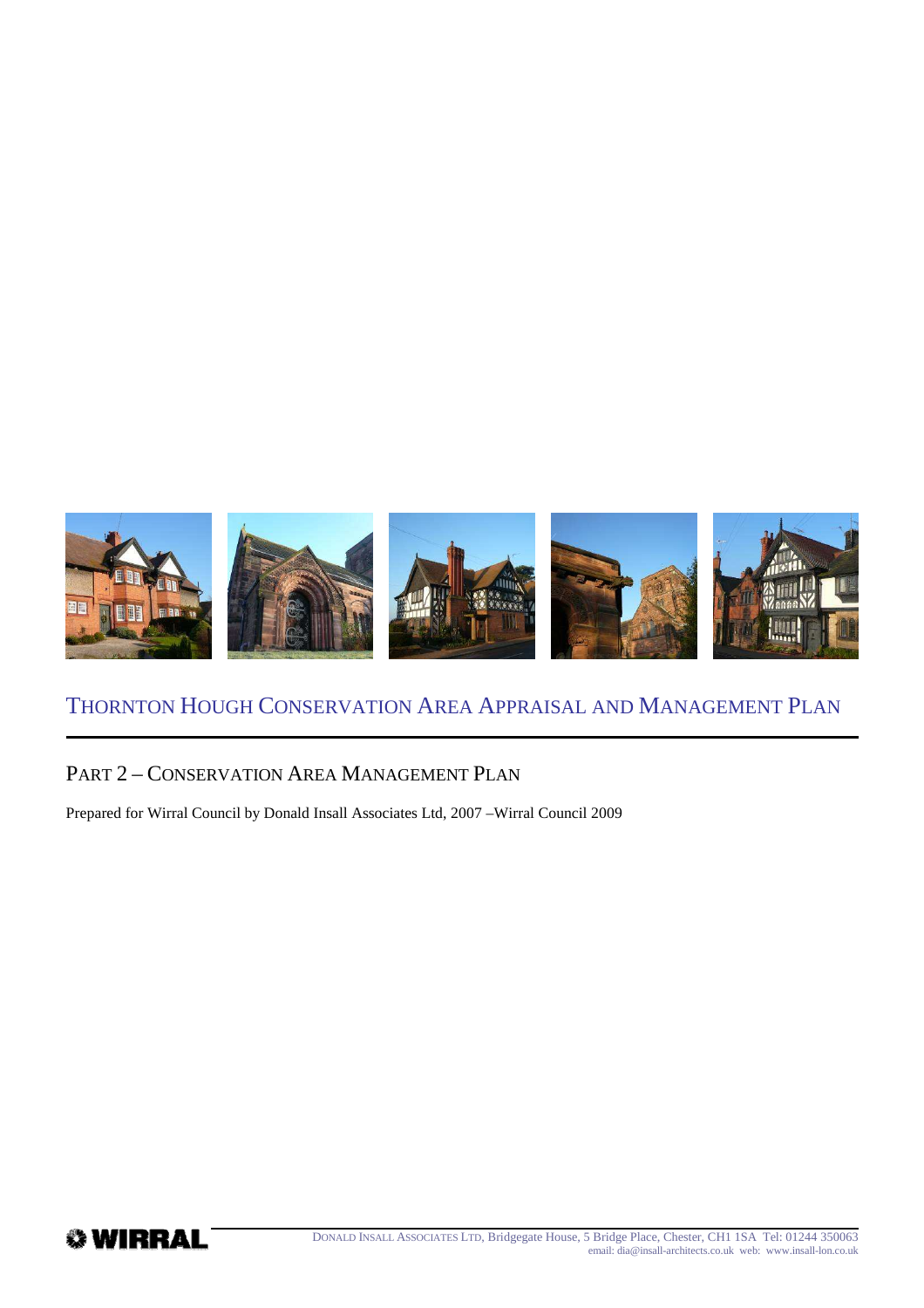# Thornton Hough Conservation Area Appraisal and Management Plan

## Part 2 – Conservation Area Management Plan

Prepared for Wirral Council by Donald Insall Associates Ltd, 2007 –Wirral Council 2009

WIRRAL

DONALD INSALL ASSOCIATES LTD, Bridgegate House, 5 Bridge Place, Chester, CH1 1SA Tel: 01244 350063
email: dia@insall-architects.co.uk web: www.insall-lon.co.uk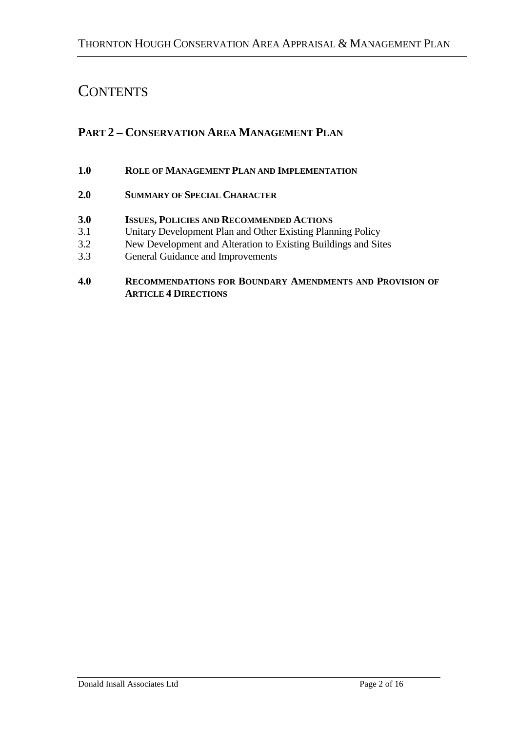# CONTENTS

## PART 2 – CONSERVATION AREA MANAGEMENT PLAN

**1.0 ROLE OF MANAGEMENT PLAN AND IMPLEMENTATION**

**2.0 SUMMARY OF SPECIAL CHARACTER**

**3.0 ISSUES, POLICIES AND RECOMMENDED ACTIONS**

3.1 Unitary Development Plan and Other Existing Planning Policy

3.2 New Development and Alteration to Existing Buildings and Sites

3.3 General Guidance and Improvements

**4.0 RECOMMENDATIONS FOR BOUNDARY AMENDMENTS AND PROVISION OF ARTICLE 4 DIRECTIONS**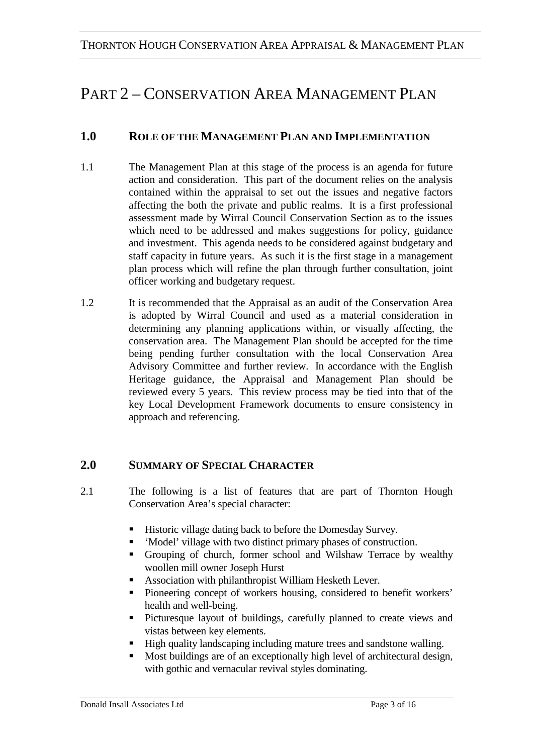# PART 2 – CONSERVATION AREA MANAGEMENT PLAN

## 1.0 ROLE OF THE MANAGEMENT PLAN AND IMPLEMENTATION

1.1 The Management Plan at this stage of the process is an agenda for future action and consideration. This part of the document relies on the analysis contained within the appraisal to set out the issues and negative factors affecting the both the private and public realms. It is a first professional assessment made by Wirral Council Conservation Section as to the issues which need to be addressed and makes suggestions for policy, guidance and investment. This agenda needs to be considered against budgetary and staff capacity in future years. As such it is the first stage in a management plan process which will refine the plan through further consultation, joint officer working and budgetary request.

1.2 It is recommended that the Appraisal as an audit of the Conservation Area is adopted by Wirral Council and used as a material consideration in determining any planning applications within, or visually affecting, the conservation area. The Management Plan should be accepted for the time being pending further consultation with the local Conservation Area Advisory Committee and further review. In accordance with the English Heritage guidance, the Appraisal and Management Plan should be reviewed every 5 years. This review process may be tied into that of the key Local Development Framework documents to ensure consistency in approach and referencing.

## 2.0 SUMMARY OF SPECIAL CHARACTER

2.1 The following is a list of features that are part of Thornton Hough Conservation Area's special character:

- Historic village dating back to before the Domesday Survey.
- 'Model' village with two distinct primary phases of construction.
- Grouping of church, former school and Wilshaw Terrace by wealthy woollen mill owner Joseph Hurst
- Association with philanthropist William Hesketh Lever.
- Pioneering concept of workers housing, considered to benefit workers' health and well-being.
- Picturesque layout of buildings, carefully planned to create views and vistas between key elements.
- High quality landscaping including mature trees and sandstone walling.
- Most buildings are of an exceptionally high level of architectural design, with gothic and vernacular revival styles dominating.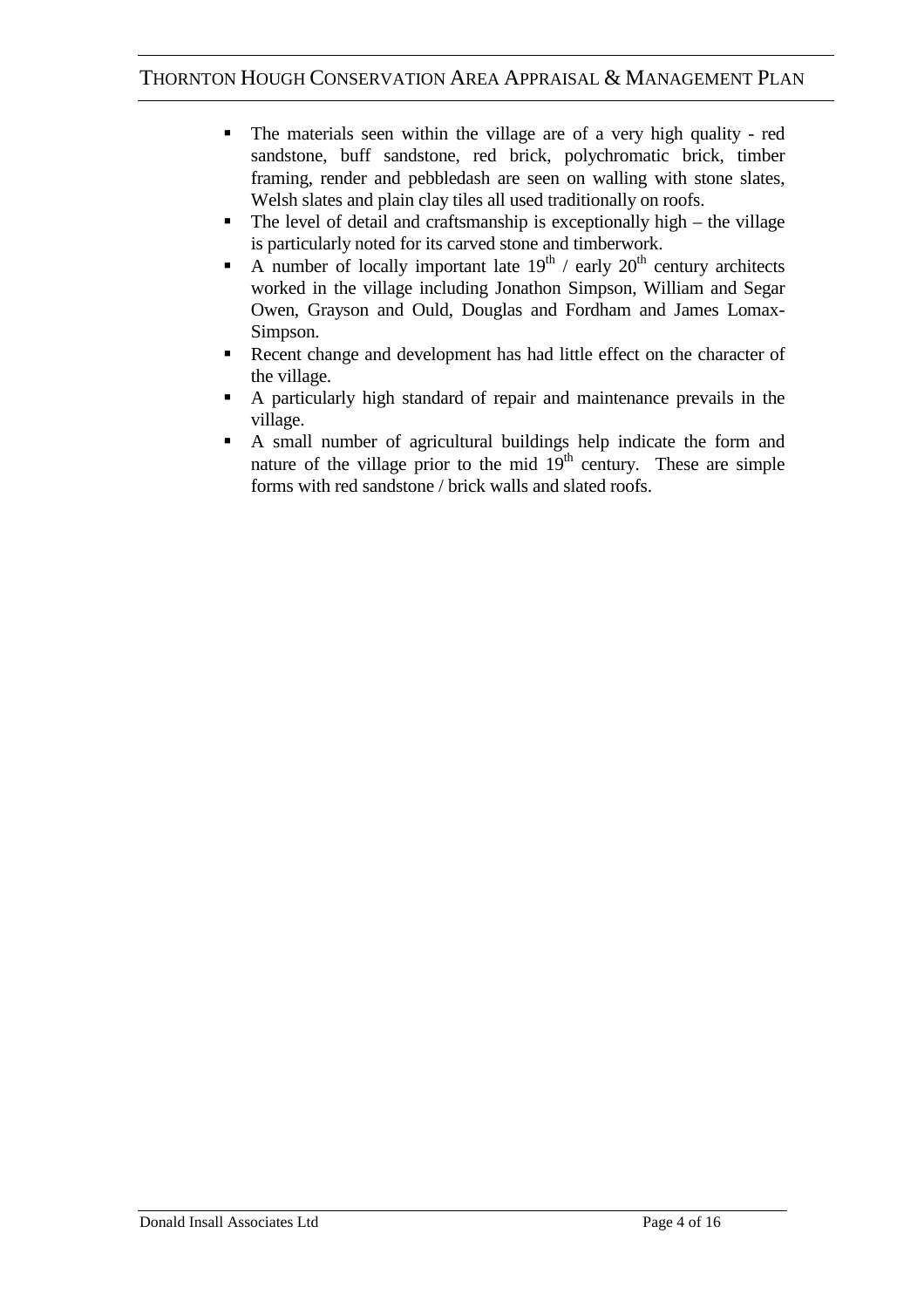- The materials seen within the village are of a very high quality - red sandstone, buff sandstone, red brick, polychromatic brick, timber framing, render and pebbledash are seen on walling with stone slates, Welsh slates and plain clay tiles all used traditionally on roofs.
- The level of detail and craftsmanship is exceptionally high – the village is particularly noted for its carved stone and timberwork.
- A number of locally important late 19th / early 20th century architects worked in the village including Jonathon Simpson, William and Segar Owen, Grayson and Ould, Douglas and Fordham and James Lomax-Simpson.
- Recent change and development has had little effect on the character of the village.
- A particularly high standard of repair and maintenance prevails in the village.
- A small number of agricultural buildings help indicate the form and nature of the village prior to the mid 19th century. These are simple forms with red sandstone / brick walls and slated roofs.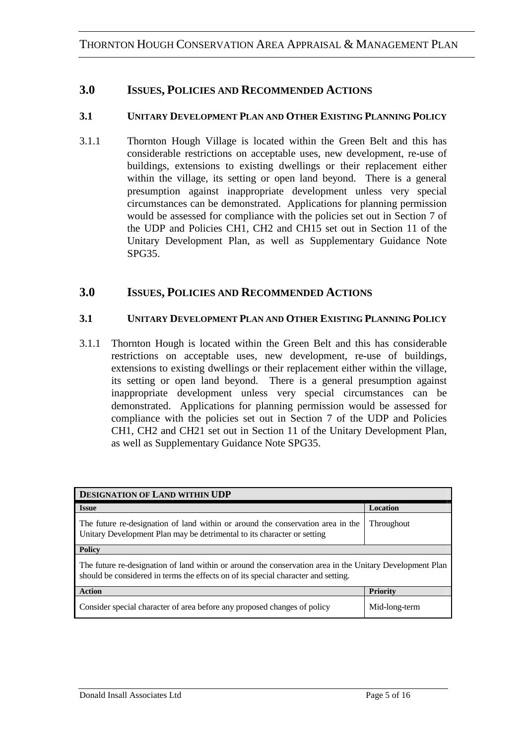## 3.0 Issues, Policies and Recommended Actions

### 3.1 Unitary Development Plan and Other Existing Planning Policy

3.1.1 Thornton Hough Village is located within the Green Belt and this has considerable restrictions on acceptable uses, new development, re-use of buildings, extensions to existing dwellings or their replacement either within the village, its setting or open land beyond. There is a general presumption against inappropriate development unless very special circumstances can be demonstrated. Applications for planning permission would be assessed for compliance with the policies set out in Section 7 of the UDP and Policies CH1, CH2 and CH15 set out in Section 11 of the Unitary Development Plan, as well as Supplementary Guidance Note SPG35.

## 3.0 Issues, Policies and Recommended Actions

### 3.1 Unitary Development Plan and Other Existing Planning Policy

3.1.1 Thornton Hough is located within the Green Belt and this has considerable restrictions on acceptable uses, new development, re-use of buildings, extensions to existing dwellings or their replacement either within the village, its setting or open land beyond. There is a general presumption against inappropriate development unless very special circumstances can be demonstrated. Applications for planning permission would be assessed for compliance with the policies set out in Section 7 of the UDP and Policies CH1, CH2 and CH21 set out in Section 11 of the Unitary Development Plan, as well as Supplementary Guidance Note SPG35.

| **Designation of Land within UDP** | |
|---|---|
| **Issue** | **Location** |
| The future re-designation of land within or around the conservation area in the Unitary Development Plan may be detrimental to its character or setting | Throughout |
| **Policy** | |
| The future re-designation of land within or around the conservation area in the Unitary Development Plan should be considered in terms the effects on of its special character and setting. | |
| **Action** | **Priority** |
| Consider special character of area before any proposed changes of policy | Mid-long-term |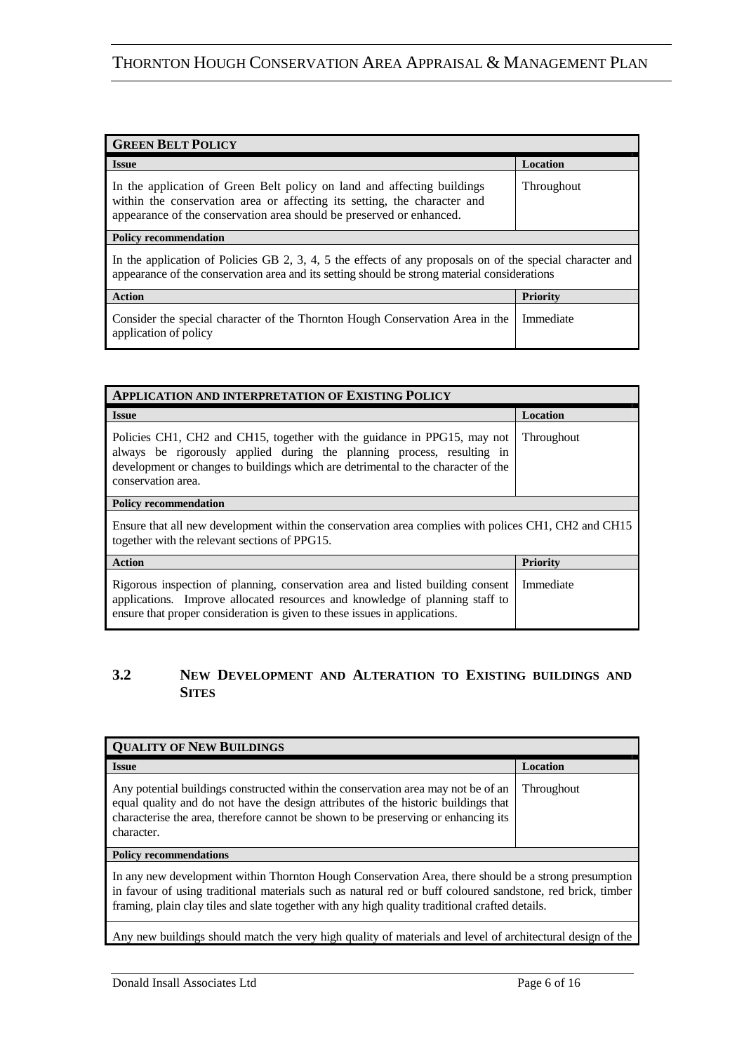**GREEN BELT POLICY**

| Issue | Location |
| --- | --- |
| In the application of Green Belt policy on land and affecting buildings within the conservation area or affecting its setting, the character and appearance of the conservation area should be preserved or enhanced. | Throughout |
| **Policy recommendation** | |
| In the application of Policies GB 2, 3, 4, 5 the effects of any proposals on of the special character and appearance of the conservation area and its setting should be strong material considerations | |
| **Action** | **Priority** |
| Consider the special character of the Thornton Hough Conservation Area in the application of policy | Immediate |

**APPLICATION AND INTERPRETATION OF EXISTING POLICY**

| Issue | Location |
| --- | --- |
| Policies CH1, CH2 and CH15, together with the guidance in PPG15, may not always be rigorously applied during the planning process, resulting in development or changes to buildings which are detrimental to the character of the conservation area. | Throughout |
| **Policy recommendation** | |
| Ensure that all new development within the conservation area complies with polices CH1, CH2 and CH15 together with the relevant sections of PPG15. | |
| **Action** | **Priority** |
| Rigorous inspection of planning, conservation area and listed building consent applications. Improve allocated resources and knowledge of planning staff to ensure that proper consideration is given to these issues in applications. | Immediate |

## 3.2 NEW DEVELOPMENT AND ALTERATION TO EXISTING BUILDINGS AND SITES

**QUALITY OF NEW BUILDINGS**

| Issue | Location |
| --- | --- |
| Any potential buildings constructed within the conservation area may not be of an equal quality and do not have the design attributes of the historic buildings that characterise the area, therefore cannot be shown to be preserving or enhancing its character. | Throughout |
| **Policy recommendations** | |
| In any new development within Thornton Hough Conservation Area, there should be a strong presumption in favour of using traditional materials such as natural red or buff coloured sandstone, red brick, timber framing, plain clay tiles and slate together with any high quality traditional crafted details. | |
| Any new buildings should match the very high quality of materials and level of architectural design of the | |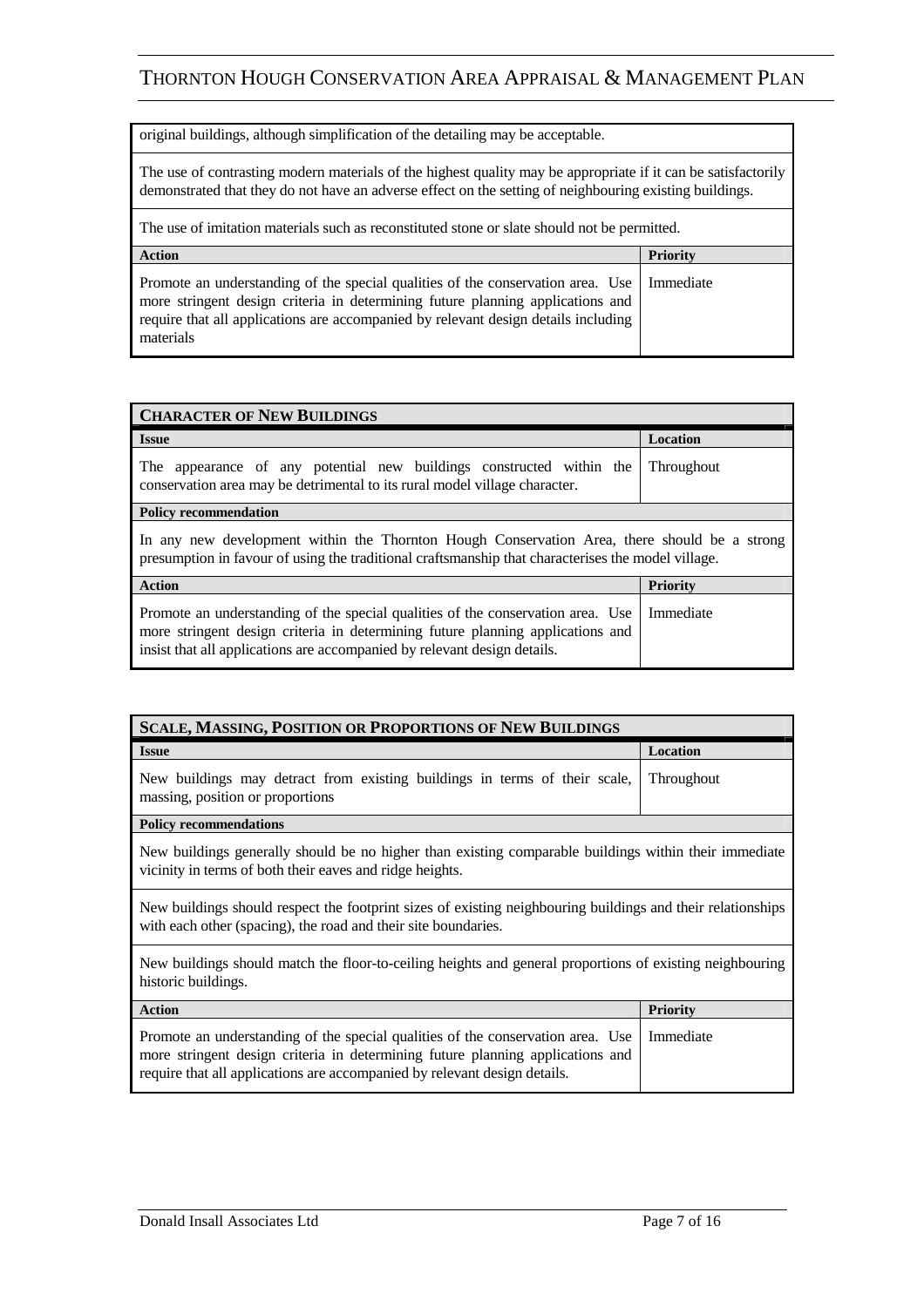original buildings, although simplification of the detailing may be acceptable.

The use of contrasting modern materials of the highest quality may be appropriate if it can be satisfactorily demonstrated that they do not have an adverse effect on the setting of neighbouring existing buildings.

The use of imitation materials such as reconstituted stone or slate should not be permitted.

| Action | Priority |
|---|---|
| Promote an understanding of the special qualities of the conservation area. Use more stringent design criteria in determining future planning applications and require that all applications are accompanied by relevant design details including materials | Immediate |

| **CHARACTER OF NEW BUILDINGS** | |
|---|---|
| **Issue** | **Location** |
| The appearance of any potential new buildings constructed within the conservation area may be detrimental to its rural model village character. | Throughout |
| **Policy recommendation** | |
| In any new development within the Thornton Hough Conservation Area, there should be a strong presumption in favour of using the traditional craftsmanship that characterises the model village. | |
| **Action** | **Priority** |
| Promote an understanding of the special qualities of the conservation area. Use more stringent design criteria in determining future planning applications and insist that all applications are accompanied by relevant design details. | Immediate |

| **SCALE, MASSING, POSITION OR PROPORTIONS OF NEW BUILDINGS** | |
|---|---|
| **Issue** | **Location** |
| New buildings may detract from existing buildings in terms of their scale, massing, position or proportions | Throughout |
| **Policy recommendations** | |
| New buildings generally should be no higher than existing comparable buildings within their immediate vicinity in terms of both their eaves and ridge heights. | |
| New buildings should respect the footprint sizes of existing neighbouring buildings and their relationships with each other (spacing), the road and their site boundaries. | |
| New buildings should match the floor-to-ceiling heights and general proportions of existing neighbouring historic buildings. | |
| **Action** | **Priority** |
| Promote an understanding of the special qualities of the conservation area. Use more stringent design criteria in determining future planning applications and require that all applications are accompanied by relevant design details. | Immediate |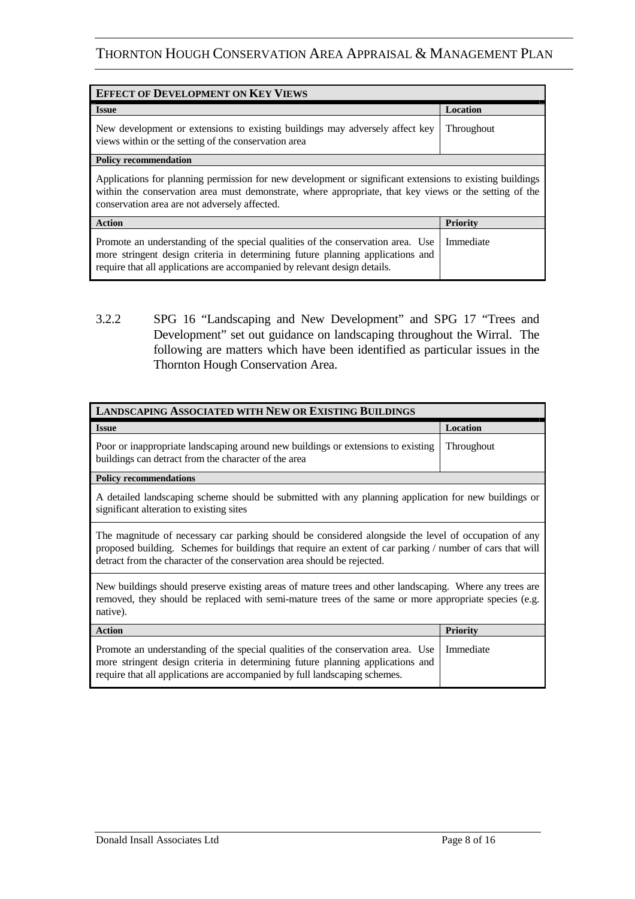| **EFFECT OF DEVELOPMENT ON KEY VIEWS** | |
|---|---|
| **Issue** | **Location** |
| New development or extensions to existing buildings may adversely affect key views within or the setting of the conservation area | Throughout |
| **Policy recommendation** | |
| Applications for planning permission for new development or significant extensions to existing buildings within the conservation area must demonstrate, where appropriate, that key views or the setting of the conservation area are not adversely affected. | |
| **Action** | **Priority** |
| Promote an understanding of the special qualities of the conservation area. Use more stringent design criteria in determining future planning applications and require that all applications are accompanied by relevant design details. | Immediate |

3.2.2 SPG 16 "Landscaping and New Development" and SPG 17 "Trees and Development" set out guidance on landscaping throughout the Wirral. The following are matters which have been identified as particular issues in the Thornton Hough Conservation Area.

| **LANDSCAPING ASSOCIATED WITH NEW OR EXISTING BUILDINGS** | |
|---|---|
| **Issue** | **Location** |
| Poor or inappropriate landscaping around new buildings or extensions to existing buildings can detract from the character of the area | Throughout |
| **Policy recommendations** | |
| A detailed landscaping scheme should be submitted with any planning application for new buildings or significant alteration to existing sites | |
| The magnitude of necessary car parking should be considered alongside the level of occupation of any proposed building. Schemes for buildings that require an extent of car parking / number of cars that will detract from the character of the conservation area should be rejected. | |
| New buildings should preserve existing areas of mature trees and other landscaping. Where any trees are removed, they should be replaced with semi-mature trees of the same or more appropriate species (e.g. native). | |
| **Action** | **Priority** |
| Promote an understanding of the special qualities of the conservation area. Use more stringent design criteria in determining future planning applications and require that all applications are accompanied by full landscaping schemes. | Immediate |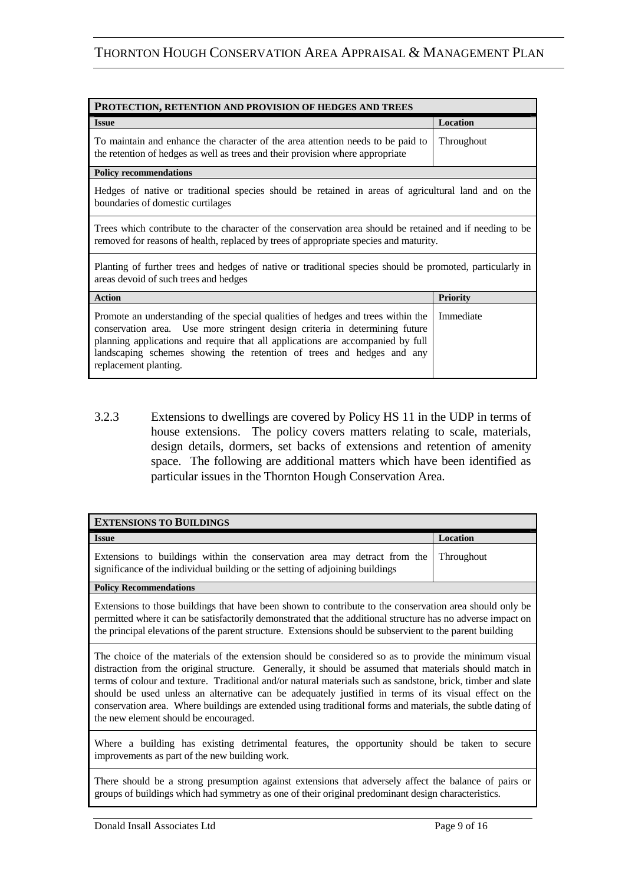| **Protection, retention and provision of hedges and trees** | |
|---|---|
| **Issue** | **Location** |
| To maintain and enhance the character of the area attention needs to be paid to the retention of hedges as well as trees and their provision where appropriate | Throughout |
| **Policy recommendations** | |
| Hedges of native or traditional species should be retained in areas of agricultural land and on the boundaries of domestic curtilages | |
| Trees which contribute to the character of the conservation area should be retained and if needing to be removed for reasons of health, replaced by trees of appropriate species and maturity. | |
| Planting of further trees and hedges of native or traditional species should be promoted, particularly in areas devoid of such trees and hedges | |
| **Action** | **Priority** |
| Promote an understanding of the special qualities of hedges and trees within the conservation area. Use more stringent design criteria in determining future planning applications and require that all applications are accompanied by full landscaping schemes showing the retention of trees and hedges and any replacement planting. | Immediate |

3.2.3 Extensions to dwellings are covered by Policy HS 11 in the UDP in terms of house extensions. The policy covers matters relating to scale, materials, design details, dormers, set backs of extensions and retention of amenity space. The following are additional matters which have been identified as particular issues in the Thornton Hough Conservation Area.

| **Extensions to Buildings** | |
|---|---|
| **Issue** | **Location** |
| Extensions to buildings within the conservation area may detract from the significance of the individual building or the setting of adjoining buildings | Throughout |
| **Policy Recommendations** | |
| Extensions to those buildings that have been shown to contribute to the conservation area should only be permitted where it can be satisfactorily demonstrated that the additional structure has no adverse impact on the principal elevations of the parent structure. Extensions should be subservient to the parent building | |
| The choice of the materials of the extension should be considered so as to provide the minimum visual distraction from the original structure. Generally, it should be assumed that materials should match in terms of colour and texture. Traditional and/or natural materials such as sandstone, brick, timber and slate should be used unless an alternative can be adequately justified in terms of its visual effect on the conservation area. Where buildings are extended using traditional forms and materials, the subtle dating of the new element should be encouraged. | |
| Where a building has existing detrimental features, the opportunity should be taken to secure improvements as part of the new building work. | |
| There should be a strong presumption against extensions that adversely affect the balance of pairs or groups of buildings which had symmetry as one of their original predominant design characteristics. | |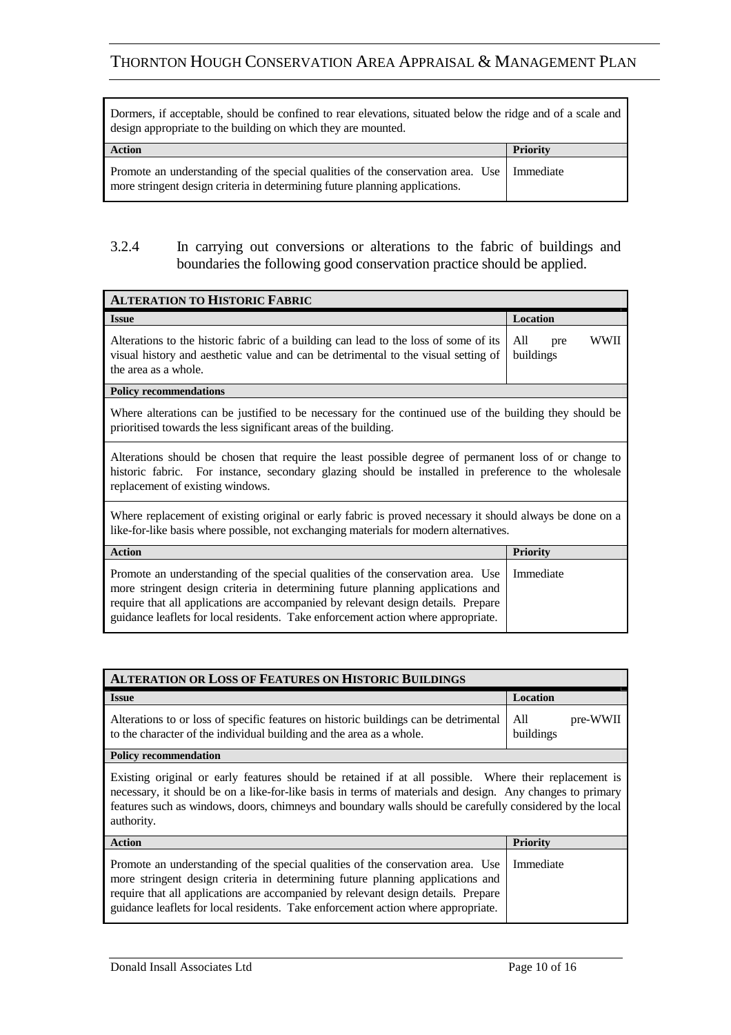| Dormers, if acceptable, should be confined to rear elevations, situated below the ridge and of a scale and design appropriate to the building on which they are mounted. | |
|---|---|
| **Action** | **Priority** |
| Promote an understanding of the special qualities of the conservation area. Use more stringent design criteria in determining future planning applications. | Immediate |

3.2.4 In carrying out conversions or alterations to the fabric of buildings and boundaries the following good conservation practice should be applied.

| **ALTERATION TO HISTORIC FABRIC** | |
|---|---|
| **Issue** | **Location** |
| Alterations to the historic fabric of a building can lead to the loss of some of its visual history and aesthetic value and can be detrimental to the visual setting of the area as a whole. | All pre WWII buildings |
| **Policy recommendations** | |
| Where alterations can be justified to be necessary for the continued use of the building they should be prioritised towards the less significant areas of the building. | |
| Alterations should be chosen that require the least possible degree of permanent loss of or change to historic fabric. For instance, secondary glazing should be installed in preference to the wholesale replacement of existing windows. | |
| Where replacement of existing original or early fabric is proved necessary it should always be done on a like-for-like basis where possible, not exchanging materials for modern alternatives. | |
| **Action** | **Priority** |
| Promote an understanding of the special qualities of the conservation area. Use more stringent design criteria in determining future planning applications and require that all applications are accompanied by relevant design details. Prepare guidance leaflets for local residents. Take enforcement action where appropriate. | Immediate |

| **ALTERATION OR LOSS OF FEATURES ON HISTORIC BUILDINGS** | |
|---|---|
| **Issue** | **Location** |
| Alterations to or loss of specific features on historic buildings can be detrimental to the character of the individual building and the area as a whole. | All pre-WWII buildings |
| **Policy recommendation** | |
| Existing original or early features should be retained if at all possible. Where their replacement is necessary, it should be on a like-for-like basis in terms of materials and design. Any changes to primary features such as windows, doors, chimneys and boundary walls should be carefully considered by the local authority. | |
| **Action** | **Priority** |
| Promote an understanding of the special qualities of the conservation area. Use more stringent design criteria in determining future planning applications and require that all applications are accompanied by relevant design details. Prepare guidance leaflets for local residents. Take enforcement action where appropriate. | Immediate |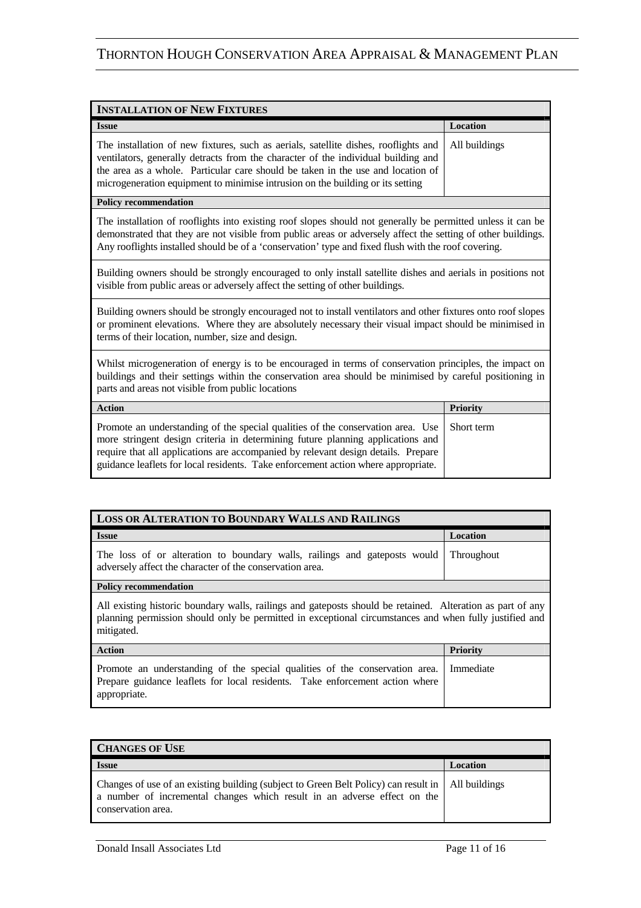| **INSTALLATION OF NEW FIXTURES** | |
|---|---|
| **Issue** | **Location** |
| The installation of new fixtures, such as aerials, satellite dishes, rooflights and ventilators, generally detracts from the character of the individual building and the area as a whole. Particular care should be taken in the use and location of microgeneration equipment to minimise intrusion on the building or its setting | All buildings |
| **Policy recommendation** | |
| The installation of rooflights into existing roof slopes should not generally be permitted unless it can be demonstrated that they are not visible from public areas or adversely affect the setting of other buildings. Any rooflights installed should be of a 'conservation' type and fixed flush with the roof covering. | |
| Building owners should be strongly encouraged to only install satellite dishes and aerials in positions not visible from public areas or adversely affect the setting of other buildings. | |
| Building owners should be strongly encouraged not to install ventilators and other fixtures onto roof slopes or prominent elevations. Where they are absolutely necessary their visual impact should be minimised in terms of their location, number, size and design. | |
| Whilst microgeneration of energy is to be encouraged in terms of conservation principles, the impact on buildings and their settings within the conservation area should be minimised by careful positioning in parts and areas not visible from public locations | |
| **Action** | **Priority** |
| Promote an understanding of the special qualities of the conservation area. Use more stringent design criteria in determining future planning applications and require that all applications are accompanied by relevant design details. Prepare guidance leaflets for local residents. Take enforcement action where appropriate. | Short term |

| **LOSS OR ALTERATION TO BOUNDARY WALLS AND RAILINGS** | |
|---|---|
| **Issue** | **Location** |
| The loss of or alteration to boundary walls, railings and gateposts would adversely affect the character of the conservation area. | Throughout |
| **Policy recommendation** | |
| All existing historic boundary walls, railings and gateposts should be retained. Alteration as part of any planning permission should only be permitted in exceptional circumstances and when fully justified and mitigated. | |
| **Action** | **Priority** |
| Promote an understanding of the special qualities of the conservation area. Prepare guidance leaflets for local residents. Take enforcement action where appropriate. | Immediate |

| **CHANGES OF USE** | |
|---|---|
| **Issue** | **Location** |
| Changes of use of an existing building (subject to Green Belt Policy) can result in a number of incremental changes which result in an adverse effect on the conservation area. | All buildings |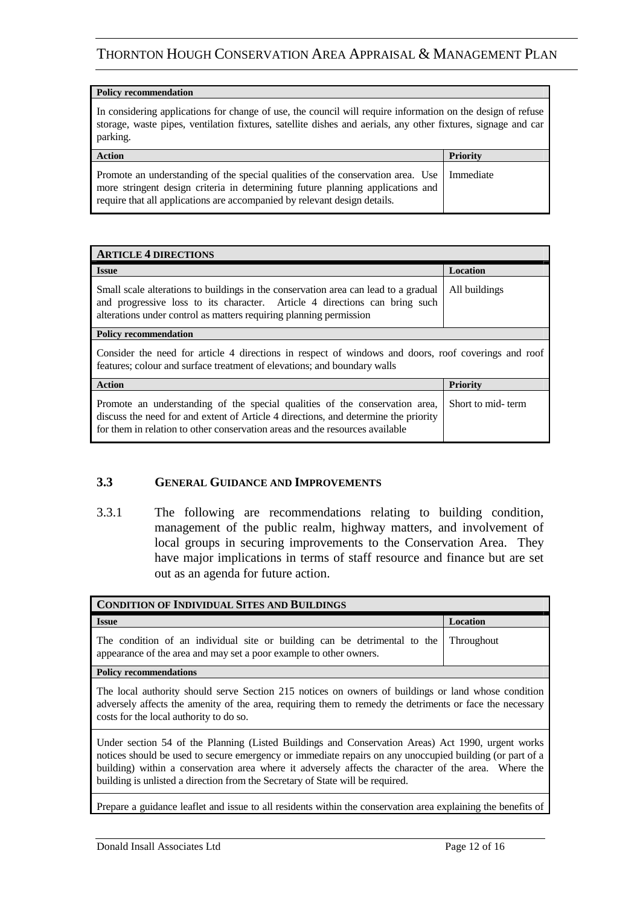| **Policy recommendation** | |
|---|---|
| In considering applications for change of use, the council will require information on the design of refuse storage, waste pipes, ventilation fixtures, satellite dishes and aerials, any other fixtures, signage and car parking. | |
| **Action** | **Priority** |
| Promote an understanding of the special qualities of the conservation area. Use more stringent design criteria in determining future planning applications and require that all applications are accompanied by relevant design details. | Immediate |

| **ARTICLE 4 DIRECTIONS** | |
|---|---|
| **Issue** | **Location** |
| Small scale alterations to buildings in the conservation area can lead to a gradual and progressive loss to its character. Article 4 directions can bring such alterations under control as matters requiring planning permission | All buildings |
| **Policy recommendation** | |
| Consider the need for article 4 directions in respect of windows and doors, roof coverings and roof features; colour and surface treatment of elevations; and boundary walls | |
| **Action** | **Priority** |
| Promote an understanding of the special qualities of the conservation area, discuss the need for and extent of Article 4 directions, and determine the priority for them in relation to other conservation areas and the resources available | Short to mid- term |

## 3.3 GENERAL GUIDANCE AND IMPROVEMENTS

3.3.1 The following are recommendations relating to building condition, management of the public realm, highway matters, and involvement of local groups in securing improvements to the Conservation Area. They have major implications in terms of staff resource and finance but are set out as an agenda for future action.

| **CONDITION OF INDIVIDUAL SITES AND BUILDINGS** | |
|---|---|
| **Issue** | **Location** |
| The condition of an individual site or building can be detrimental to the appearance of the area and may set a poor example to other owners. | Throughout |
| **Policy recommendations** | |
| The local authority should serve Section 215 notices on owners of buildings or land whose condition adversely affects the amenity of the area, requiring them to remedy the detriments or face the necessary costs for the local authority to do so. | |
| Under section 54 of the Planning (Listed Buildings and Conservation Areas) Act 1990, urgent works notices should be used to secure emergency or immediate repairs on any unoccupied building (or part of a building) within a conservation area where it adversely affects the character of the area. Where the building is unlisted a direction from the Secretary of State will be required. | |
| Prepare a guidance leaflet and issue to all residents within the conservation area explaining the benefits of | |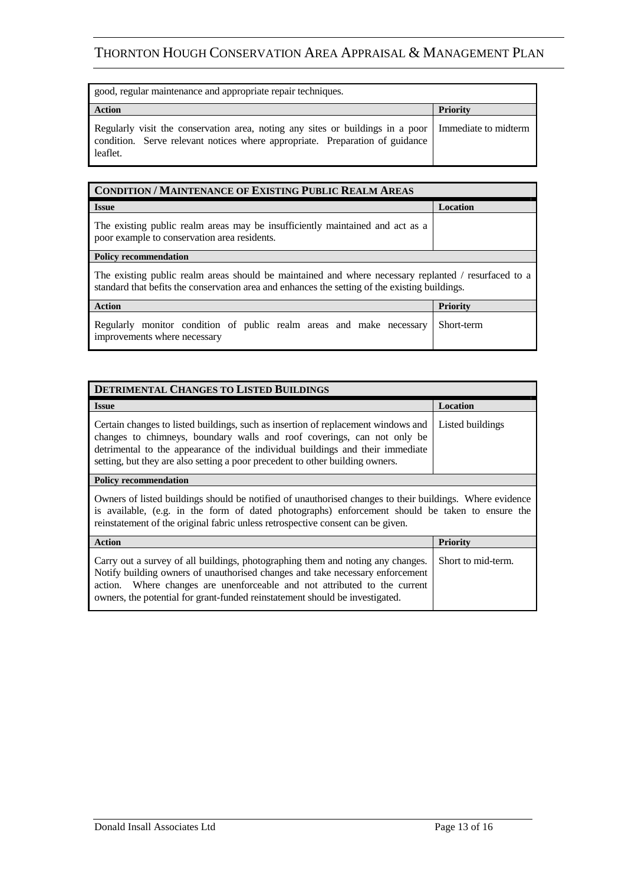| good, regular maintenance and appropriate repair techniques. | |
|---|---|
| **Action** | **Priority** |
| Regularly visit the conservation area, noting any sites or buildings in a poor condition. Serve relevant notices where appropriate. Preparation of guidance leaflet. | Immediate to midterm |

| **CONDITION / MAINTENANCE OF EXISTING PUBLIC REALM AREAS** | |
|---|---|
| **Issue** | **Location** |
| The existing public realm areas may be insufficiently maintained and act as a poor example to conservation area residents. | |
| **Policy recommendation** | |
| The existing public realm areas should be maintained and where necessary replanted / resurfaced to a standard that befits the conservation area and enhances the setting of the existing buildings. | |
| **Action** | **Priority** |
| Regularly monitor condition of public realm areas and make necessary improvements where necessary | Short-term |

| **DETRIMENTAL CHANGES TO LISTED BUILDINGS** | |
|---|---|
| **Issue** | **Location** |
| Certain changes to listed buildings, such as insertion of replacement windows and changes to chimneys, boundary walls and roof coverings, can not only be detrimental to the appearance of the individual buildings and their immediate setting, but they are also setting a poor precedent to other building owners. | Listed buildings |
| **Policy recommendation** | |
| Owners of listed buildings should be notified of unauthorised changes to their buildings. Where evidence is available, (e.g. in the form of dated photographs) enforcement should be taken to ensure the reinstatement of the original fabric unless retrospective consent can be given. | |
| **Action** | **Priority** |
| Carry out a survey of all buildings, photographing them and noting any changes. Notify building owners of unauthorised changes and take necessary enforcement action. Where changes are unenforceable and not attributed to the current owners, the potential for grant-funded reinstatement should be investigated. | Short to mid-term. |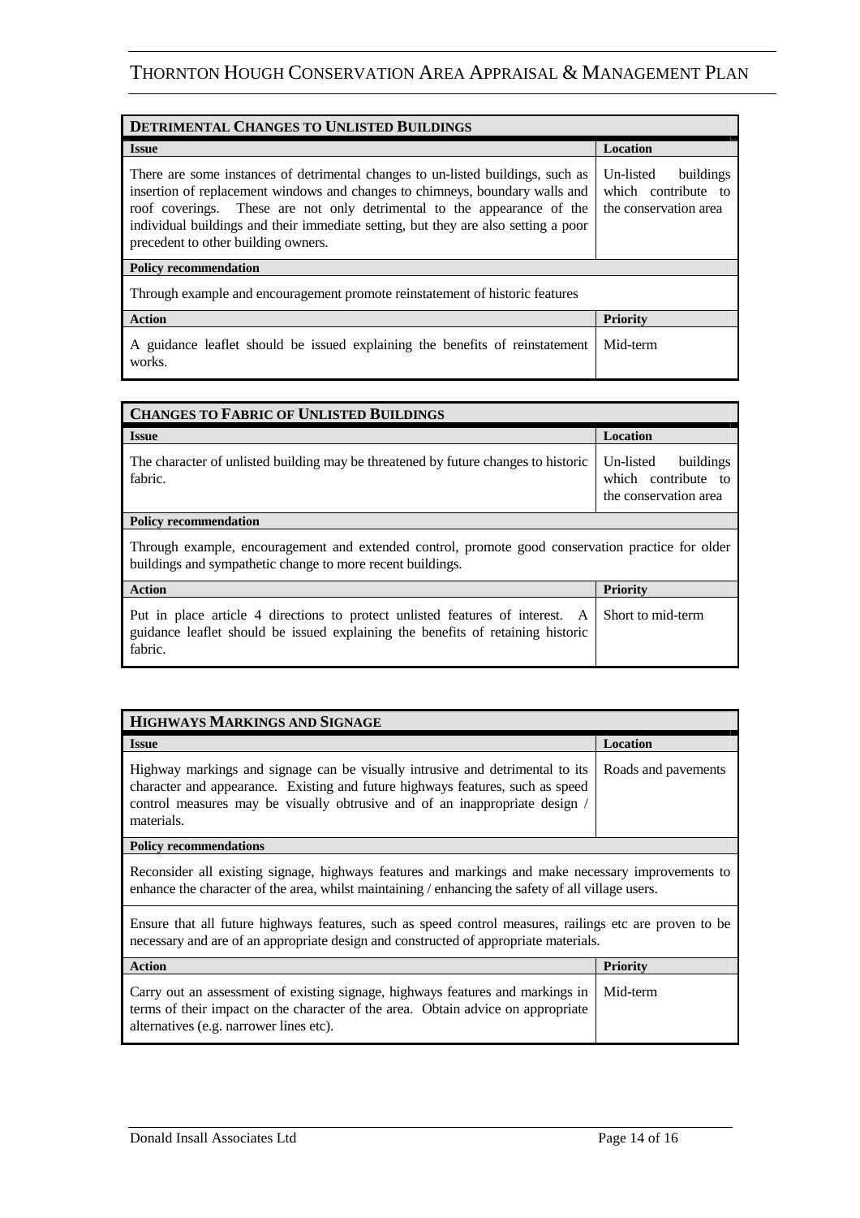| **DETRIMENTAL CHANGES TO UNLISTED BUILDINGS** | |
|---|---|
| **Issue** | **Location** |
| There are some instances of detrimental changes to un-listed buildings, such as insertion of replacement windows and changes to chimneys, boundary walls and roof coverings. These are not only detrimental to the appearance of the individual buildings and their immediate setting, but they are also setting a poor precedent to other building owners. | Un-listed buildings which contribute to the conservation area |
| **Policy recommendation** | |
| Through example and encouragement promote reinstatement of historic features | |
| **Action** | **Priority** |
| A guidance leaflet should be issued explaining the benefits of reinstatement works. | Mid-term |

| **CHANGES TO FABRIC OF UNLISTED BUILDINGS** | |
|---|---|
| **Issue** | **Location** |
| The character of unlisted building may be threatened by future changes to historic fabric. | Un-listed buildings which contribute to the conservation area |
| **Policy recommendation** | |
| Through example, encouragement and extended control, promote good conservation practice for older buildings and sympathetic change to more recent buildings. | |
| **Action** | **Priority** |
| Put in place article 4 directions to protect unlisted features of interest. A guidance leaflet should be issued explaining the benefits of retaining historic fabric. | Short to mid-term |

| **HIGHWAYS MARKINGS AND SIGNAGE** | |
|---|---|
| **Issue** | **Location** |
| Highway markings and signage can be visually intrusive and detrimental to its character and appearance. Existing and future highways features, such as speed control measures may be visually obtrusive and of an inappropriate design / materials. | Roads and pavements |
| **Policy recommendations** | |
| Reconsider all existing signage, highways features and markings and make necessary improvements to enhance the character of the area, whilst maintaining / enhancing the safety of all village users. | |
| Ensure that all future highways features, such as speed control measures, railings etc are proven to be necessary and are of an appropriate design and constructed of appropriate materials. | |
| **Action** | **Priority** |
| Carry out an assessment of existing signage, highways features and markings in terms of their impact on the character of the area. Obtain advice on appropriate alternatives (e.g. narrower lines etc). | Mid-term |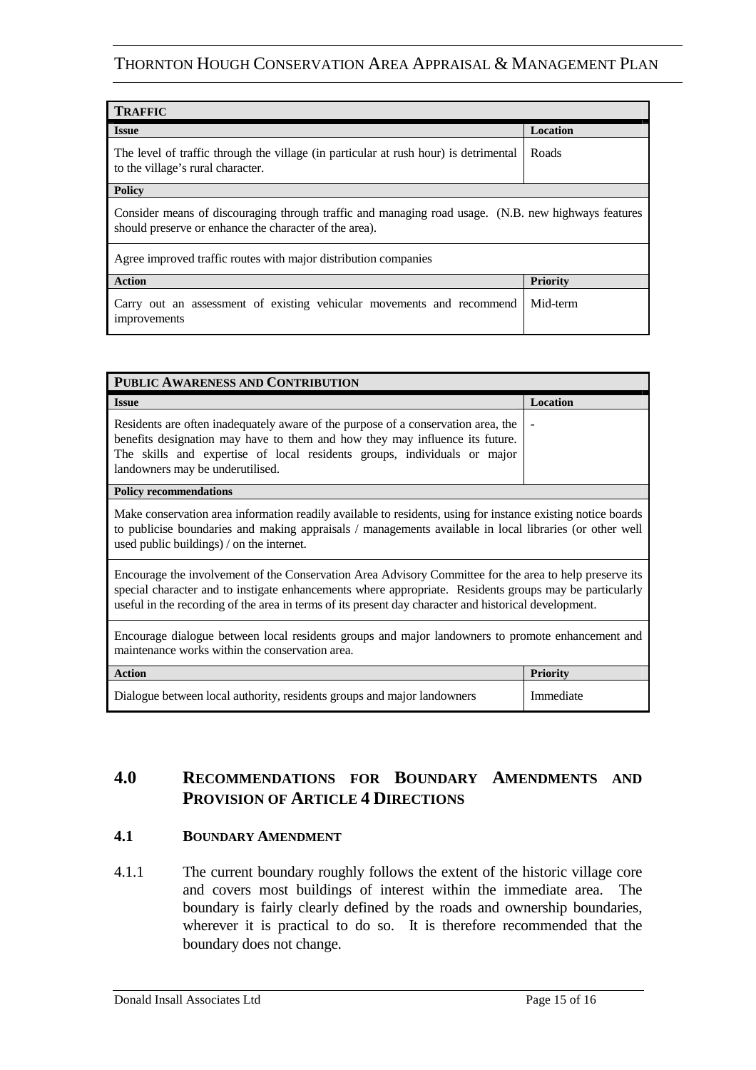| **TRAFFIC** | |
|---|---|
| **Issue** | **Location** |
| The level of traffic through the village (in particular at rush hour) is detrimental to the village's rural character. | Roads |
| **Policy** | |
| Consider means of discouraging through traffic and managing road usage. (N.B. new highways features should preserve or enhance the character of the area). | |
| Agree improved traffic routes with major distribution companies | |
| **Action** | **Priority** |
| Carry out an assessment of existing vehicular movements and recommend improvements | Mid-term |

| **PUBLIC AWARENESS AND CONTRIBUTION** | |
|---|---|
| **Issue** | **Location** |
| Residents are often inadequately aware of the purpose of a conservation area, the benefits designation may have to them and how they may influence its future. The skills and expertise of local residents groups, individuals or major landowners may be underutilised. | - |
| **Policy recommendations** | |
| Make conservation area information readily available to residents, using for instance existing notice boards to publicise boundaries and making appraisals / managements available in local libraries (or other well used public buildings) / on the internet. | |
| Encourage the involvement of the Conservation Area Advisory Committee for the area to help preserve its special character and to instigate enhancements where appropriate. Residents groups may be particularly useful in the recording of the area in terms of its present day character and historical development. | |
| Encourage dialogue between local residents groups and major landowners to promote enhancement and maintenance works within the conservation area. | |
| **Action** | **Priority** |
| Dialogue between local authority, residents groups and major landowners | Immediate |

## 4.0 RECOMMENDATIONS FOR BOUNDARY AMENDMENTS AND PROVISION OF ARTICLE 4 DIRECTIONS

### 4.1 BOUNDARY AMENDMENT

4.1.1 The current boundary roughly follows the extent of the historic village core and covers most buildings of interest within the immediate area. The boundary is fairly clearly defined by the roads and ownership boundaries, wherever it is practical to do so. It is therefore recommended that the boundary does not change.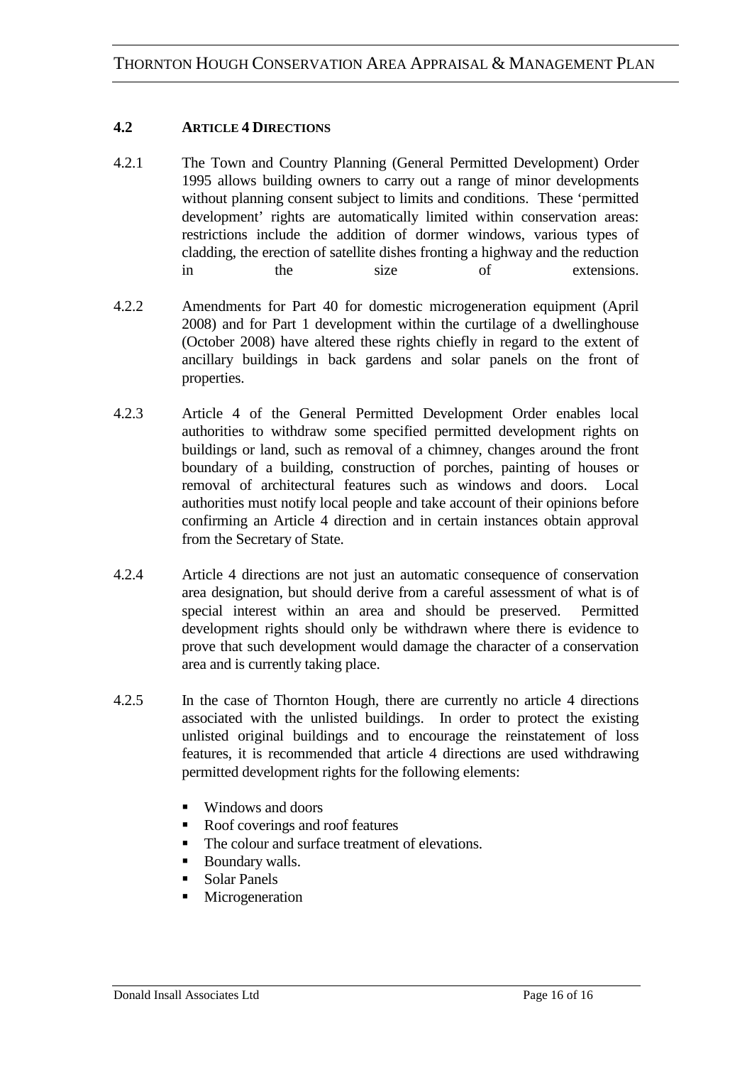## 4.2 ARTICLE 4 DIRECTIONS

4.2.1 The Town and Country Planning (General Permitted Development) Order 1995 allows building owners to carry out a range of minor developments without planning consent subject to limits and conditions. These 'permitted development' rights are automatically limited within conservation areas: restrictions include the addition of dormer windows, various types of cladding, the erection of satellite dishes fronting a highway and the reduction in the size of extensions.

4.2.2 Amendments for Part 40 for domestic microgeneration equipment (April 2008) and for Part 1 development within the curtilage of a dwellinghouse (October 2008) have altered these rights chiefly in regard to the extent of ancillary buildings in back gardens and solar panels on the front of properties.

4.2.3 Article 4 of the General Permitted Development Order enables local authorities to withdraw some specified permitted development rights on buildings or land, such as removal of a chimney, changes around the front boundary of a building, construction of porches, painting of houses or removal of architectural features such as windows and doors. Local authorities must notify local people and take account of their opinions before confirming an Article 4 direction and in certain instances obtain approval from the Secretary of State.

4.2.4 Article 4 directions are not just an automatic consequence of conservation area designation, but should derive from a careful assessment of what is of special interest within an area and should be preserved. Permitted development rights should only be withdrawn where there is evidence to prove that such development would damage the character of a conservation area and is currently taking place.

4.2.5 In the case of Thornton Hough, there are currently no article 4 directions associated with the unlisted buildings. In order to protect the existing unlisted original buildings and to encourage the reinstatement of loss features, it is recommended that article 4 directions are used withdrawing permitted development rights for the following elements:

- Windows and doors
- Roof coverings and roof features
- The colour and surface treatment of elevations.
- Boundary walls.
- Solar Panels
- Microgeneration